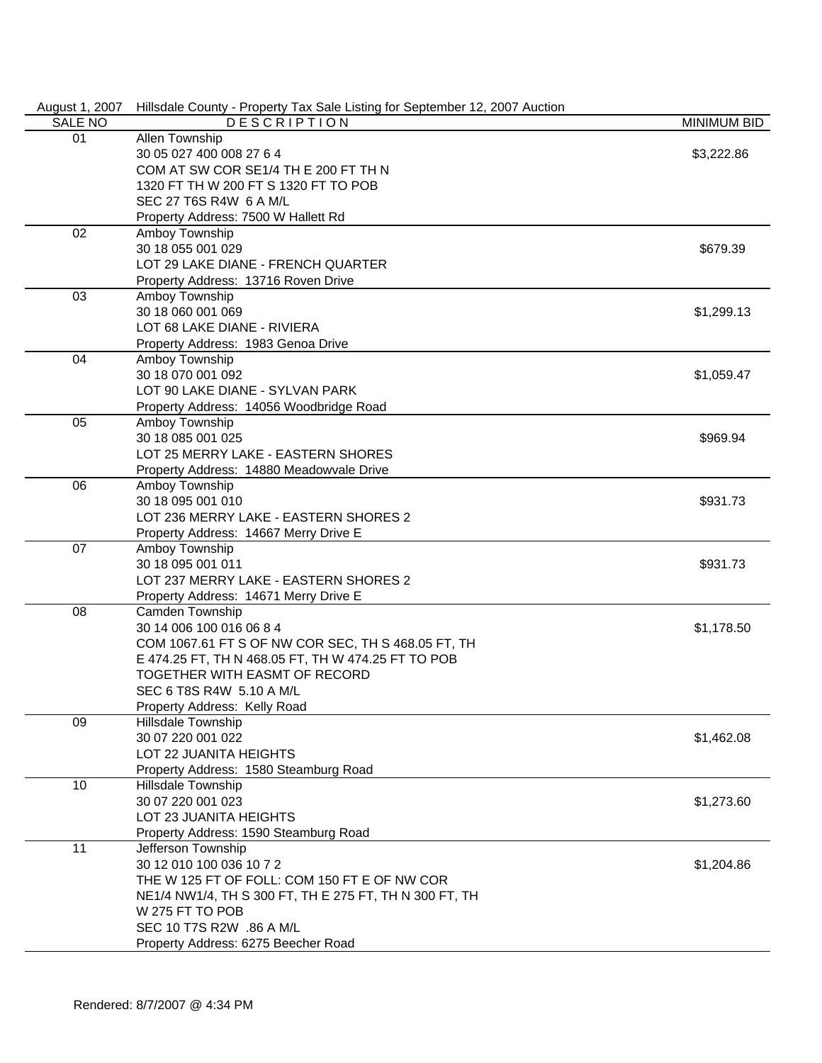August 1, 2007 Hillsdale County - Property Tax Sale Listing for September 12, 2007 Auction

| SALE NO | DESCRIPTION | MINIMUM BID |
|---|---|---|
| 01 | Allen Township<br>30 05 027 400 008 27 6 4<br>COM AT SW COR SE1/4 TH E 200 FT TH N<br>1320 FT TH W 200 FT S 1320 FT TO POB<br>SEC 27 T6S R4W 6 A M/L<br>Property Address: 7500 W Hallett Rd | $3,222.86 |
| 02 | Amboy Township<br>30 18 055 001 029<br>LOT 29 LAKE DIANE - FRENCH QUARTER<br>Property Address: 13716 Roven Drive | $679.39 |
| 03 | Amboy Township<br>30 18 060 001 069<br>LOT 68 LAKE DIANE - RIVIERA<br>Property Address: 1983 Genoa Drive | $1,299.13 |
| 04 | Amboy Township<br>30 18 070 001 092<br>LOT 90 LAKE DIANE - SYLVAN PARK<br>Property Address: 14056 Woodbridge Road | $1,059.47 |
| 05 | Amboy Township<br>30 18 085 001 025<br>LOT 25 MERRY LAKE - EASTERN SHORES<br>Property Address: 14880 Meadowvale Drive | $969.94 |
| 06 | Amboy Township<br>30 18 095 001 010<br>LOT 236 MERRY LAKE - EASTERN SHORES 2<br>Property Address: 14667 Merry Drive E | $931.73 |
| 07 | Amboy Township<br>30 18 095 001 011<br>LOT 237 MERRY LAKE - EASTERN SHORES 2<br>Property Address: 14671 Merry Drive E | $931.73 |
| 08 | Camden Township<br>30 14 006 100 016 06 8 4<br>COM 1067.61 FT S OF NW COR SEC, TH S 468.05 FT, TH<br>E 474.25 FT, TH N 468.05 FT, TH W 474.25 FT TO POB<br>TOGETHER WITH EASMT OF RECORD<br>SEC 6 T8S R4W 5.10 A M/L<br>Property Address: Kelly Road | $1,178.50 |
| 09 | Hillsdale Township<br>30 07 220 001 022<br>LOT 22 JUANITA HEIGHTS<br>Property Address: 1580 Steamburg Road | $1,462.08 |
| 10 | Hillsdale Township<br>30 07 220 001 023<br>LOT 23 JUANITA HEIGHTS<br>Property Address: 1590 Steamburg Road | $1,273.60 |
| 11 | Jefferson Township<br>30 12 010 100 036 10 7 2<br>THE W 125 FT OF FOLL: COM 150 FT E OF NW COR<br>NE1/4 NW1/4, TH S 300 FT, TH E 275 FT, TH N 300 FT, TH<br>W 275 FT TO POB<br>SEC 10 T7S R2W .86 A M/L<br>Property Address: 6275 Beecher Road | $1,204.86 |

Rendered: 8/7/2007 @ 4:34 PM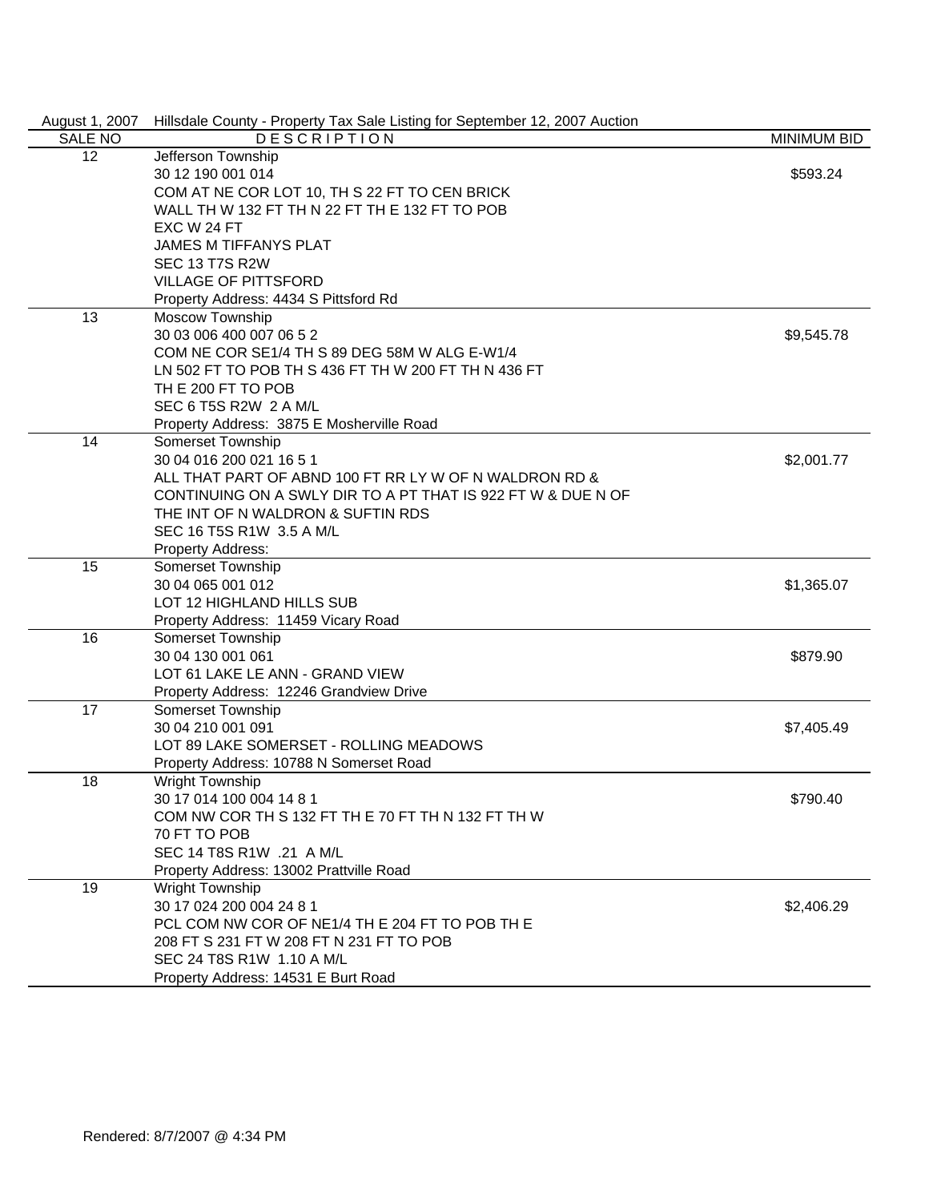August 1, 2007 Hillsdale County - Property Tax Sale Listing for September 12, 2007 Auction

| SALE NO | DESCRIPTION | MINIMUM BID |
|---|---|---|
| 12 | Jefferson Township<br>30 12 190 001 014<br>COM AT NE COR LOT 10, TH S 22 FT TO CEN BRICK WALL TH W 132 FT TH N 22 FT TH E 132 FT TO POB EXC W 24 FT<br>JAMES M TIFFANYS PLAT<br>SEC 13 T7S R2W<br>VILLAGE OF PITTSFORD<br>Property Address: 4434 S Pittsford Rd | $593.24 |
| 13 | Moscow Township<br>30 03 006 400 007 06 5 2<br>COM NE COR SE1/4 TH S 89 DEG 58M W ALG E-W1/4 LN 502 FT TO POB TH S 436 FT TH W 200 FT TH N 436 FT TH E 200 FT TO POB<br>SEC 6 T5S R2W 2 A M/L<br>Property Address: 3875 E Mosherville Road | $9,545.78 |
| 14 | Somerset Township<br>30 04 016 200 021 16 5 1<br>ALL THAT PART OF ABND 100 FT RR LY W OF N WALDRON RD & CONTINUING ON A SWLY DIR TO A PT THAT IS 922 FT W & DUE N OF THE INT OF N WALDRON & SUFTIN RDS<br>SEC 16 T5S R1W 3.5 A M/L<br>Property Address: | $2,001.77 |
| 15 | Somerset Township<br>30 04 065 001 012<br>LOT 12 HIGHLAND HILLS SUB<br>Property Address: 11459 Vicary Road | $1,365.07 |
| 16 | Somerset Township<br>30 04 130 001 061<br>LOT 61 LAKE LE ANN - GRAND VIEW<br>Property Address: 12246 Grandview Drive | $879.90 |
| 17 | Somerset Township<br>30 04 210 001 091<br>LOT 89 LAKE SOMERSET - ROLLING MEADOWS<br>Property Address: 10788 N Somerset Road | $7,405.49 |
| 18 | Wright Township<br>30 17 014 100 004 14 8 1<br>COM NW COR TH S 132 FT TH E 70 FT TH N 132 FT TH W 70 FT TO POB<br>SEC 14 T8S R1W .21 A M/L<br>Property Address: 13002 Prattville Road | $790.40 |
| 19 | Wright Township<br>30 17 024 200 004 24 8 1<br>PCL COM NW COR OF NE1/4 TH E 204 FT TO POB TH E 208 FT S 231 FT W 208 FT N 231 FT TO POB<br>SEC 24 T8S R1W 1.10 A M/L<br>Property Address: 14531 E Burt Road | $2,406.29 |

Rendered: 8/7/2007 @ 4:34 PM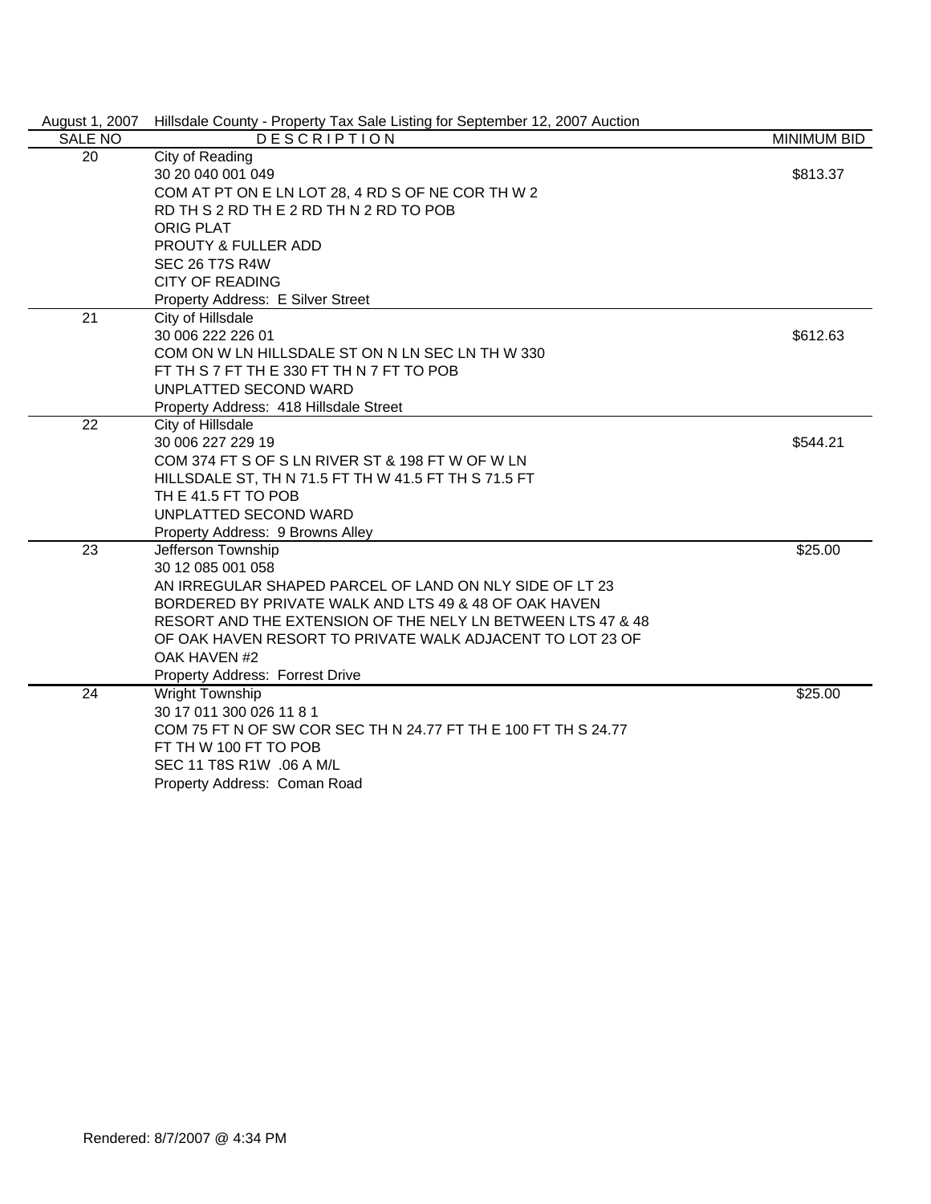August 1, 2007 Hillsdale County - Property Tax Sale Listing for September 12, 2007 Auction

| SALE NO | DESCRIPTION | MINIMUM BID |
|---|---|---|
| 20 | City of Reading<br>30 20 040 001 049<br>COM AT PT ON E LN LOT 28, 4 RD S OF NE COR TH W 2 RD TH S 2 RD TH E 2 RD TH N 2 RD TO POB<br>ORIG PLAT<br>PROUTY & FULLER ADD<br>SEC 26 T7S R4W<br>CITY OF READING<br>Property Address: E Silver Street | $813.37 |
| 21 | City of Hillsdale<br>30 006 222 226 01<br>COM ON W LN HILLSDALE ST ON N LN SEC LN TH W 330 FT TH S 7 FT TH E 330 FT TH N 7 FT TO POB<br>UNPLATTED SECOND WARD<br>Property Address: 418 Hillsdale Street | $612.63 |
| 22 | City of Hillsdale<br>30 006 227 229 19<br>COM 374 FT S OF S LN RIVER ST & 198 FT W OF W LN HILLSDALE ST, TH N 71.5 FT TH W 41.5 FT TH S 71.5 FT TH E 41.5 FT TO POB<br>UNPLATTED SECOND WARD<br>Property Address: 9 Browns Alley | $544.21 |
| 23 | Jefferson Township<br>30 12 085 001 058<br>AN IRREGULAR SHAPED PARCEL OF LAND ON NLY SIDE OF LT 23 BORDERED BY PRIVATE WALK AND LTS 49 & 48 OF OAK HAVEN RESORT AND THE EXTENSION OF THE NELY LN BETWEEN LTS 47 & 48 OF OAK HAVEN RESORT TO PRIVATE WALK ADJACENT TO LOT 23 OF OAK HAVEN #2<br>Property Address: Forrest Drive | $25.00 |
| 24 | Wright Township<br>30 17 011 300 026 11 8 1<br>COM 75 FT N OF SW COR SEC TH N 24.77 FT TH E 100 FT TH S 24.77 FT TH W 100 FT TO POB<br>SEC 11 T8S R1W .06 A M/L<br>Property Address: Coman Road | $25.00 |

Rendered: 8/7/2007 @ 4:34 PM